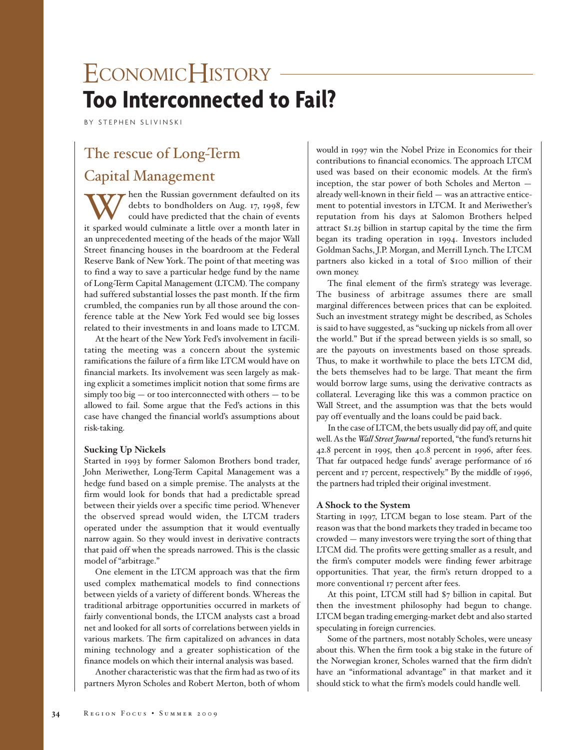# EconomicHistory

# Too Interconnected to Fail?

BY STEPHEN SLIVINSKI

## The rescue of Long-Term Capital Management

When the Russian government defaulted on its debts to bondholders on Aug. 17, 1998, few could have predicted that the chain of events it sparked would culminate a little over a month later in an unprecedented meeting of the heads of the major Wall Street financing houses in the boardroom at the Federal Reserve Bank of New York. The point of that meeting was to find a way to save a particular hedge fund by the name of Long-Term Capital Management (LTCM). The company had suffered substantial losses the past month. If the firm crumbled, the companies run by all those around the conference table at the New York Fed would see big losses related to their investments in and loans made to LTCM.

At the heart of the New York Fed's involvement in facilitating the meeting was a concern about the systemic ramifications the failure of a firm like LTCM would have on financial markets. Its involvement was seen largely as making explicit a sometimes implicit notion that some firms are simply too big — or too interconnected with others — to be allowed to fail. Some argue that the Fed's actions in this case have changed the financial world's assumptions about risk-taking.

### Sucking Up Nickels

Started in 1993 by former Salomon Brothers bond trader, John Meriwether, Long-Term Capital Management was a hedge fund based on a simple premise. The analysts at the firm would look for bonds that had a predictable spread between their yields over a specific time period. Whenever the observed spread would widen, the LTCM traders operated under the assumption that it would eventually narrow again. So they would invest in derivative contracts that paid off when the spreads narrowed. This is the classic model of "arbitrage."

One element in the LTCM approach was that the firm used complex mathematical models to find connections between yields of a variety of different bonds. Whereas the traditional arbitrage opportunities occurred in markets of fairly conventional bonds, the LTCM analysts cast a broad net and looked for all sorts of correlations between yields in various markets. The firm capitalized on advances in data mining technology and a greater sophistication of the finance models on which their internal analysis was based.

Another characteristic was that the firm had as two of its partners Myron Scholes and Robert Merton, both of whom would in 1997 win the Nobel Prize in Economics for their contributions to financial economics. The approach LTCM used was based on their economic models. At the firm's inception, the star power of both Scholes and Merton — already well-known in their field — was an attractive enticement to potential investors in LTCM. It and Meriwether's reputation from his days at Salomon Brothers helped attract $1.25 billion in startup capital by the time the firm began its trading operation in 1994. Investors included Goldman Sachs, J.P. Morgan, and Merrill Lynch. The LTCM partners also kicked in a total of $100 million of their own money.

The final element of the firm's strategy was leverage. The business of arbitrage assumes there are small marginal differences between prices that can be exploited. Such an investment strategy might be described, as Scholes is said to have suggested, as "sucking up nickels from all over the world." But if the spread between yields is so small, so are the payouts on investments based on those spreads. Thus, to make it worthwhile to place the bets LTCM did, the bets themselves had to be large. That meant the firm would borrow large sums, using the derivative contracts as collateral. Leveraging like this was a common practice on Wall Street, and the assumption was that the bets would pay off eventually and the loans could be paid back.

In the case of LTCM, the bets usually did pay off, and quite well. As the *Wall Street Journal* reported, "the fund's returns hit 42.8 percent in 1995, then 40.8 percent in 1996, after fees. That far outpaced hedge funds' average performance of 16 percent and 17 percent, respectively." By the middle of 1996, the partners had tripled their original investment.

### A Shock to the System

Starting in 1997, LTCM began to lose steam. Part of the reason was that the bond markets they traded in became too crowded — many investors were trying the sort of thing that LTCM did. The profits were getting smaller as a result, and the firm's computer models were finding fewer arbitrage opportunities. That year, the firm's return dropped to a more conventional 17 percent after fees.

At this point, LTCM still had $7 billion in capital. But then the investment philosophy had begun to change. LTCM began trading emerging-market debt and also started speculating in foreign currencies.

Some of the partners, most notably Scholes, were uneasy about this. When the firm took a big stake in the future of the Norwegian kroner, Scholes warned that the firm didn't have an "informational advantage" in that market and it should stick to what the firm's models could handle well.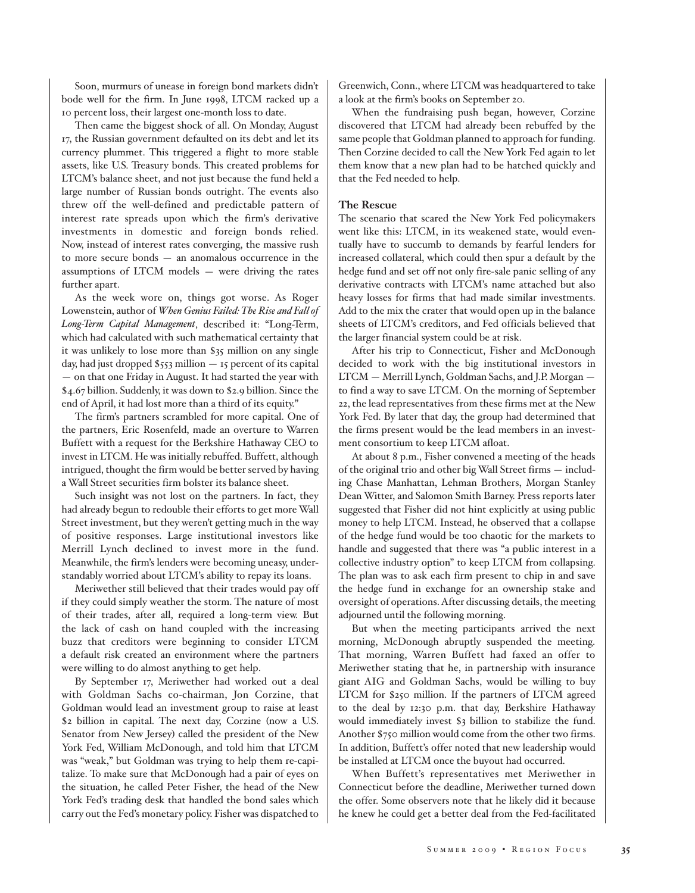Soon, murmurs of unease in foreign bond markets didn't bode well for the firm. In June 1998, LTCM racked up a 10 percent loss, their largest one-month loss to date.

Then came the biggest shock of all. On Monday, August 17, the Russian government defaulted on its debt and let its currency plummet. This triggered a flight to more stable assets, like U.S. Treasury bonds. This created problems for LTCM's balance sheet, and not just because the fund held a large number of Russian bonds outright. The events also threw off the well-defined and predictable pattern of interest rate spreads upon which the firm's derivative investments in domestic and foreign bonds relied. Now, instead of interest rates converging, the massive rush to more secure bonds — an anomalous occurrence in the assumptions of LTCM models — were driving the rates further apart.

As the week wore on, things got worse. As Roger Lowenstein, author of *When Genius Failed: The Rise and Fall of Long-Term Capital Management*, described it: "Long-Term, which had calculated with such mathematical certainty that it was unlikely to lose more than $35 million on any single day, had just dropped $553 million — 15 percent of its capital — on that one Friday in August. It had started the year with $4.67 billion. Suddenly, it was down to $2.9 billion. Since the end of April, it had lost more than a third of its equity."

The firm's partners scrambled for more capital. One of the partners, Eric Rosenfeld, made an overture to Warren Buffett with a request for the Berkshire Hathaway CEO to invest in LTCM. He was initially rebuffed. Buffett, although intrigued, thought the firm would be better served by having a Wall Street securities firm bolster its balance sheet.

Such insight was not lost on the partners. In fact, they had already begun to redouble their efforts to get more Wall Street investment, but they weren't getting much in the way of positive responses. Large institutional investors like Merrill Lynch declined to invest more in the fund. Meanwhile, the firm's lenders were becoming uneasy, understandably worried about LTCM's ability to repay its loans.

Meriwether still believed that their trades would pay off if they could simply weather the storm. The nature of most of their trades, after all, required a long-term view. But the lack of cash on hand coupled with the increasing buzz that creditors were beginning to consider LTCM a default risk created an environment where the partners were willing to do almost anything to get help.

By September 17, Meriwether had worked out a deal with Goldman Sachs co-chairman, Jon Corzine, that Goldman would lead an investment group to raise at least $2 billion in capital. The next day, Corzine (now a U.S. Senator from New Jersey) called the president of the New York Fed, William McDonough, and told him that LTCM was "weak," but Goldman was trying to help them re-capitalize. To make sure that McDonough had a pair of eyes on the situation, he called Peter Fisher, the head of the New York Fed's trading desk that handled the bond sales which carry out the Fed's monetary policy. Fisher was dispatched to Greenwich, Conn., where LTCM was headquartered to take a look at the firm's books on September 20.

When the fundraising push began, however, Corzine discovered that LTCM had already been rebuffed by the same people that Goldman planned to approach for funding. Then Corzine decided to call the New York Fed again to let them know that a new plan had to be hatched quickly and that the Fed needed to help.

### The Rescue

The scenario that scared the New York Fed policymakers went like this: LTCM, in its weakened state, would eventually have to succumb to demands by fearful lenders for increased collateral, which could then spur a default by the hedge fund and set off not only fire-sale panic selling of any derivative contracts with LTCM's name attached but also heavy losses for firms that had made similar investments. Add to the mix the crater that would open up in the balance sheets of LTCM's creditors, and Fed officials believed that the larger financial system could be at risk.

After his trip to Connecticut, Fisher and McDonough decided to work with the big institutional investors in LTCM — Merrill Lynch, Goldman Sachs, and J.P. Morgan — to find a way to save LTCM. On the morning of September 22, the lead representatives from these firms met at the New York Fed. By later that day, the group had determined that the firms present would be the lead members in an investment consortium to keep LTCM afloat.

At about 8 p.m., Fisher convened a meeting of the heads of the original trio and other big Wall Street firms — including Chase Manhattan, Lehman Brothers, Morgan Stanley Dean Witter, and Salomon Smith Barney. Press reports later suggested that Fisher did not hint explicitly at using public money to help LTCM. Instead, he observed that a collapse of the hedge fund would be too chaotic for the markets to handle and suggested that there was "a public interest in a collective industry option" to keep LTCM from collapsing. The plan was to ask each firm present to chip in and save the hedge fund in exchange for an ownership stake and oversight of operations. After discussing details, the meeting adjourned until the following morning.

But when the meeting participants arrived the next morning, McDonough abruptly suspended the meeting. That morning, Warren Buffett had faxed an offer to Meriwether stating that he, in partnership with insurance giant AIG and Goldman Sachs, would be willing to buy LTCM for $250 million. If the partners of LTCM agreed to the deal by 12:30 p.m. that day, Berkshire Hathaway would immediately invest $3 billion to stabilize the fund. Another $750 million would come from the other two firms. In addition, Buffett's offer noted that new leadership would be installed at LTCM once the buyout had occurred.

When Buffett's representatives met Meriwether in Connecticut before the deadline, Meriwether turned down the offer. Some observers note that he likely did it because he knew he could get a better deal from the Fed-facilitated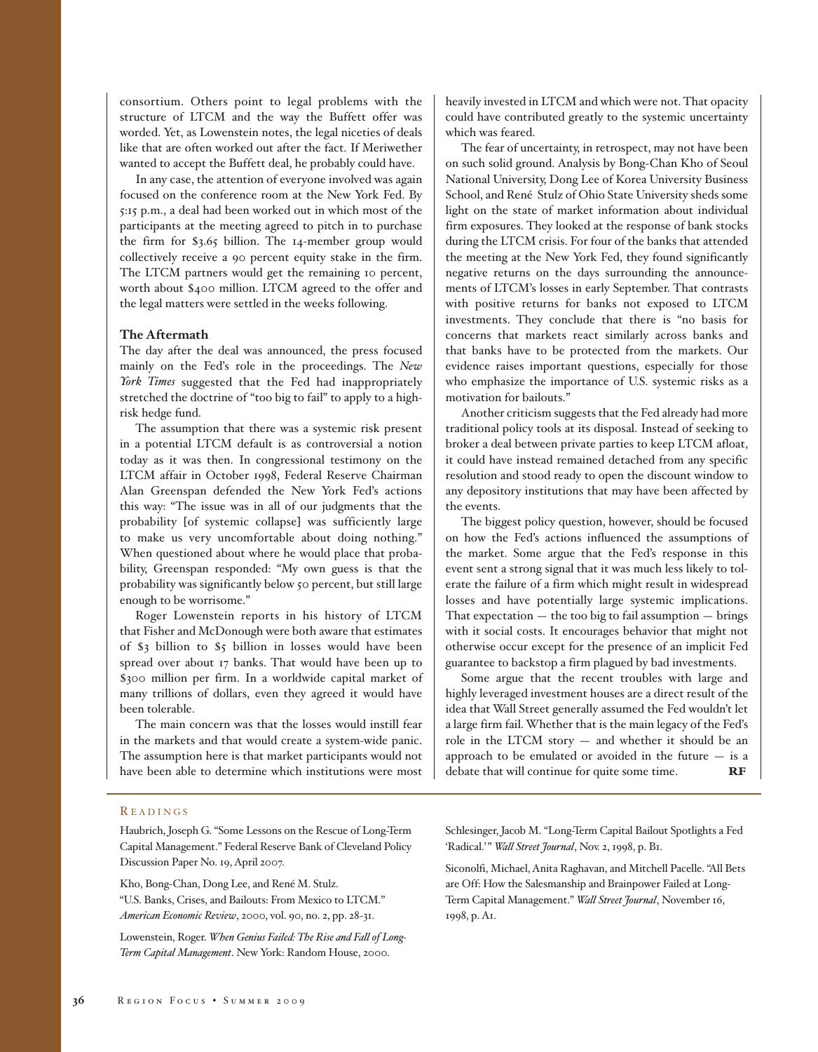consortium. Others point to legal problems with the structure of LTCM and the way the Buffett offer was worded. Yet, as Lowenstein notes, the legal niceties of deals like that are often worked out after the fact. If Meriwether wanted to accept the Buffett deal, he probably could have.

In any case, the attention of everyone involved was again focused on the conference room at the New York Fed. By 5:15 p.m., a deal had been worked out in which most of the participants at the meeting agreed to pitch in to purchase the firm for $3.65 billion. The 14-member group would collectively receive a 90 percent equity stake in the firm. The LTCM partners would get the remaining 10 percent, worth about $400 million. LTCM agreed to the offer and the legal matters were settled in the weeks following.

### The Aftermath

The day after the deal was announced, the press focused mainly on the Fed's role in the proceedings. The *New York Times* suggested that the Fed had inappropriately stretched the doctrine of "too big to fail" to apply to a high-risk hedge fund.

The assumption that there was a systemic risk present in a potential LTCM default is as controversial a notion today as it was then. In congressional testimony on the LTCM affair in October 1998, Federal Reserve Chairman Alan Greenspan defended the New York Fed's actions this way: "The issue was in all of our judgments that the probability [of systemic collapse] was sufficiently large to make us very uncomfortable about doing nothing." When questioned about where he would place that probability, Greenspan responded: "My own guess is that the probability was significantly below 50 percent, but still large enough to be worrisome."

Roger Lowenstein reports in his history of LTCM that Fisher and McDonough were both aware that estimates of $3 billion to $5 billion in losses would have been spread over about 17 banks. That would have been up to $300 million per firm. In a worldwide capital market of many trillions of dollars, even they agreed it would have been tolerable.

The main concern was that the losses would instill fear in the markets and that would create a system-wide panic. The assumption here is that market participants would not have been able to determine which institutions were most heavily invested in LTCM and which were not. That opacity could have contributed greatly to the systemic uncertainty which was feared.

The fear of uncertainty, in retrospect, may not have been on such solid ground. Analysis by Bong-Chan Kho of Seoul National University, Dong Lee of Korea University Business School, and René Stulz of Ohio State University sheds some light on the state of market information about individual firm exposures. They looked at the response of bank stocks during the LTCM crisis. For four of the banks that attended the meeting at the New York Fed, they found significantly negative returns on the days surrounding the announcements of LTCM's losses in early September. That contrasts with positive returns for banks not exposed to LTCM investments. They conclude that there is "no basis for concerns that markets react similarly across banks and that banks have to be protected from the markets. Our evidence raises important questions, especially for those who emphasize the importance of U.S. systemic risks as a motivation for bailouts."

Another criticism suggests that the Fed already had more traditional policy tools at its disposal. Instead of seeking to broker a deal between private parties to keep LTCM afloat, it could have instead remained detached from any specific resolution and stood ready to open the discount window to any depository institutions that may have been affected by the events.

The biggest policy question, however, should be focused on how the Fed's actions influenced the assumptions of the market. Some argue that the Fed's response in this event sent a strong signal that it was much less likely to tolerate the failure of a firm which might result in widespread losses and have potentially large systemic implications. That expectation — the too big to fail assumption — brings with it social costs. It encourages behavior that might not otherwise occur except for the presence of an implicit Fed guarantee to backstop a firm plagued by bad investments.

Some argue that the recent troubles with large and highly leveraged investment houses are a direct result of the idea that Wall Street generally assumed the Fed wouldn't let a large firm fail. Whether that is the main legacy of the Fed's role in the LTCM story — and whether it should be an approach to be emulated or avoided in the future — is a debate that will continue for quite some time. **RF**

### Readings

Haubrich, Joseph G. "Some Lessons on the Rescue of Long-Term Capital Management." Federal Reserve Bank of Cleveland Policy Discussion Paper No. 19, April 2007.

Kho, Bong-Chan, Dong Lee, and René M. Stulz. "U.S. Banks, Crises, and Bailouts: From Mexico to LTCM." *American Economic Review*, 2000, vol. 90, no. 2, pp. 28-31.

Lowenstein, Roger. *When Genius Failed: The Rise and Fall of Long-Term Capital Management*. New York: Random House, 2000.

Schlesinger, Jacob M. "Long-Term Capital Bailout Spotlights a Fed 'Radical.'" *Wall Street Journal*, Nov. 2, 1998, p. B1.

Siconolfi, Michael, Anita Raghavan, and Mitchell Pacelle. "All Bets are Off: How the Salesmanship and Brainpower Failed at Long-Term Capital Management." *Wall Street Journal*, November 16, 1998, p. A1.